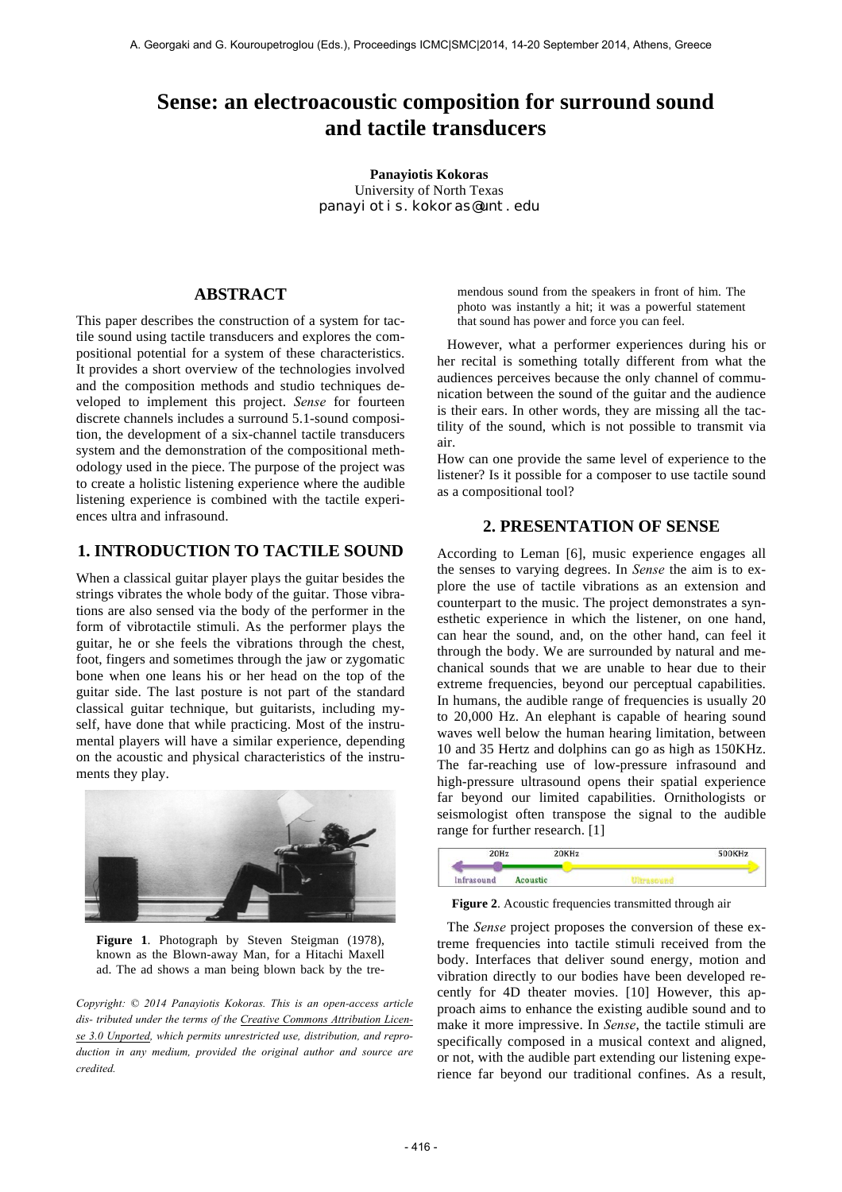# Sense: an electroacoustic composition for surround sound and tactile transducers

**Panayiotis Kokoras**
University of North Texas
panayiotis.kokoras@unt.edu

## ABSTRACT

This paper describes the construction of a system for tactile sound using tactile transducers and explores the compositional potential for a system of these characteristics. It provides a short overview of the technologies involved and the composition methods and studio techniques developed to implement this project. *Sense* for fourteen discrete channels includes a surround 5.1-sound composition, the development of a six-channel tactile transducers system and the demonstration of the compositional methodology used in the piece. The purpose of the project was to create a holistic listening experience where the audible listening experience is combined with the tactile experiences ultra and infrasound.

## 1. INTRODUCTION TO TACTILE SOUND

When a classical guitar player plays the guitar besides the strings vibrates the whole body of the guitar. Those vibrations are also sensed via the body of the performer in the form of vibrotactile stimuli. As the performer plays the guitar, he or she feels the vibrations through the chest, foot, fingers and sometimes through the jaw or zygomatic bone when one leans his or her head on the top of the guitar side. The last posture is not part of the standard classical guitar technique, but guitarists, including myself, have done that while practicing. Most of the instrumental players will have a similar experience, depending on the acoustic and physical characteristics of the instruments they play.

**Figure 1**. Photograph by Steven Steigman (1978), known as the Blown-away Man, for a Hitachi Maxell ad. The ad shows a man being blown back by the tremendous sound from the speakers in front of him. The photo was instantly a hit; it was a powerful statement that sound has power and force you can feel.

However, what a performer experiences during his or her recital is something totally different from what the audiences perceives because the only channel of communication between the sound of the guitar and the audience is their ears. In other words, they are missing all the tactility of the sound, which is not possible to transmit via air.

How can one provide the same level of experience to the listener? Is it possible for a composer to use tactile sound as a compositional tool?

## 2. PRESENTATION OF SENSE

According to Leman [6], music experience engages all the senses to varying degrees. In *Sense* the aim is to explore the use of tactile vibrations as an extension and counterpart to the music. The project demonstrates a synesthetic experience in which the listener, on one hand, can hear the sound, and, on the other hand, can feel it through the body. We are surrounded by natural and mechanical sounds that we are unable to hear due to their extreme frequencies, beyond our perceptual capabilities. In humans, the audible range of frequencies is usually 20 to 20,000 Hz. An elephant is capable of hearing sound waves well below the human hearing limitation, between 10 and 35 Hertz and dolphins can go as high as 150KHz. The far-reaching use of low-pressure infrasound and high-pressure ultrasound opens their spatial experience far beyond our limited capabilities. Ornithologists or seismologist often transpose the signal to the audible range for further research. [1]

20Hz
20KHz
500KHz
Infrasound
Acoustic
Ultrasound

**Figure 2**. Acoustic frequencies transmitted through air

The *Sense* project proposes the conversion of these extreme frequencies into tactile stimuli received from the body. Interfaces that deliver sound energy, motion and vibration directly to our bodies have been developed recently for 4D theater movies. [10] However, this approach aims to enhance the existing audible sound and to make it more impressive. In *Sense*, the tactile stimuli are specifically composed in a musical context and aligned, or not, with the audible part extending our listening experience far beyond our traditional confines. As a result,

*Copyright: © 2014 Panayiotis Kokoras. This is an open-access article dis- tributed under the terms of the Creative Commons Attribution License 3.0 Unported, which permits unrestricted use, distribution, and reproduction in any medium, provided the original author and source are credited.*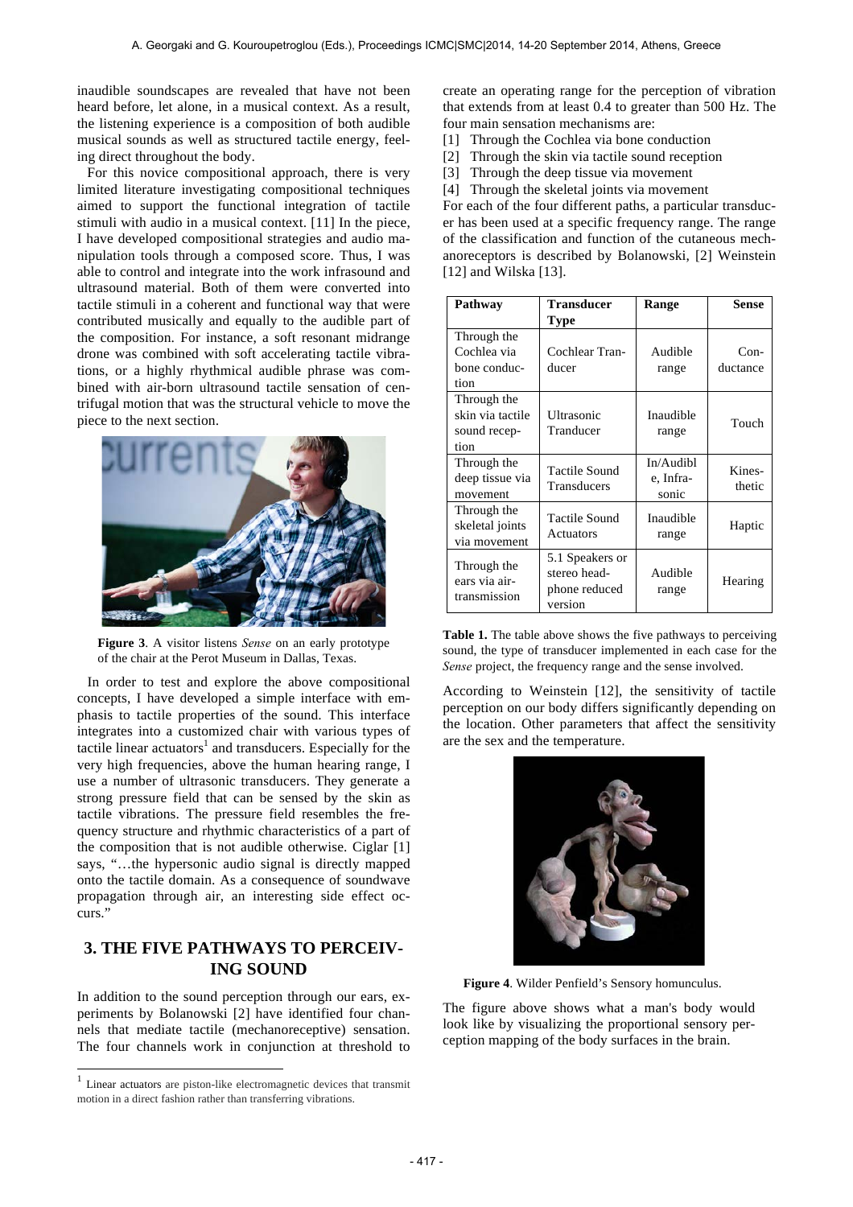inaudible soundscapes are revealed that have not been heard before, let alone, in a musical context. As a result, the listening experience is a composition of both audible musical sounds as well as structured tactile energy, feeling direct throughout the body.

For this novice compositional approach, there is very limited literature investigating compositional techniques aimed to support the functional integration of tactile stimuli with audio in a musical context. [11] In the piece, I have developed compositional strategies and audio manipulation tools through a composed score. Thus, I was able to control and integrate into the work infrasound and ultrasound material. Both of them were converted into tactile stimuli in a coherent and functional way that were contributed musically and equally to the audible part of the composition. For instance, a soft resonant midrange drone was combined with soft accelerating tactile vibrations, or a highly rhythmical audible phrase was combined with air-born ultrasound tactile sensation of centrifugal motion that was the structural vehicle to move the piece to the next section.

**Figure 3**. A visitor listens *Sense* on an early prototype of the chair at the Perot Museum in Dallas, Texas.

In order to test and explore the above compositional concepts, I have developed a simple interface with emphasis to tactile properties of the sound. This interface integrates into a customized chair with various types of tactile linear actuators[1] and transducers. Especially for the very high frequencies, above the human hearing range, I use a number of ultrasonic transducers. They generate a strong pressure field that can be sensed by the skin as tactile vibrations. The pressure field resembles the frequency structure and rhythmic characteristics of a part of the composition that is not audible otherwise. Ciglar [1] says, "…the hypersonic audio signal is directly mapped onto the tactile domain. As a consequence of soundwave propagation through air, an interesting side effect occurs."

## 3. THE FIVE PATHWAYS TO PERCEIVING SOUND

In addition to the sound perception through our ears, experiments by Bolanowski [2] have identified four channels that mediate tactile (mechanoreceptive) sensation. The four channels work in conjunction at threshold to create an operating range for the perception of vibration that extends from at least 0.4 to greater than 500 Hz. The four main sensation mechanisms are:

[1] Through the Cochlea via bone conduction
[2] Through the skin via tactile sound reception
[3] Through the deep tissue via movement
[4] Through the skeletal joints via movement

For each of the four different paths, a particular transducer has been used at a specific frequency range. The range of the classification and function of the cutaneous mechanoreceptors is described by Bolanowski, [2] Weinstein [12] and Wilska [13].

| Pathway | Transducer Type | Range | Sense |
|---|---|---|---|
| Through the Cochlea via bone conduction | Cochlear Tranducer | Audible range | Conductance |
| Through the skin via tactile sound reception | Ultrasonic Tranducer | Inaudible range | Touch |
| Through the deep tissue via movement | Tactile Sound Transducers | In/Audible, Infrasonic | Kinesthetic |
| Through the skeletal joints via movement | Tactile Sound Actuators | Inaudible range | Haptic |
| Through the ears via air-transmission | 5.1 Speakers or stereo headphone reduced version | Audible range | Hearing |

**Table 1.** The table above shows the five pathways to perceiving sound, the type of transducer implemented in each case for the *Sense* project, the frequency range and the sense involved.

According to Weinstein [12], the sensitivity of tactile perception on our body differs significantly depending on the location. Other parameters that affect the sensitivity are the sex and the temperature.

**Figure 4**. Wilder Penfield's Sensory homunculus.

The figure above shows what a man's body would look like by visualizing the proportional sensory perception mapping of the body surfaces in the brain.

[1] Linear actuators are piston-like electromagnetic devices that transmit motion in a direct fashion rather than transferring vibrations.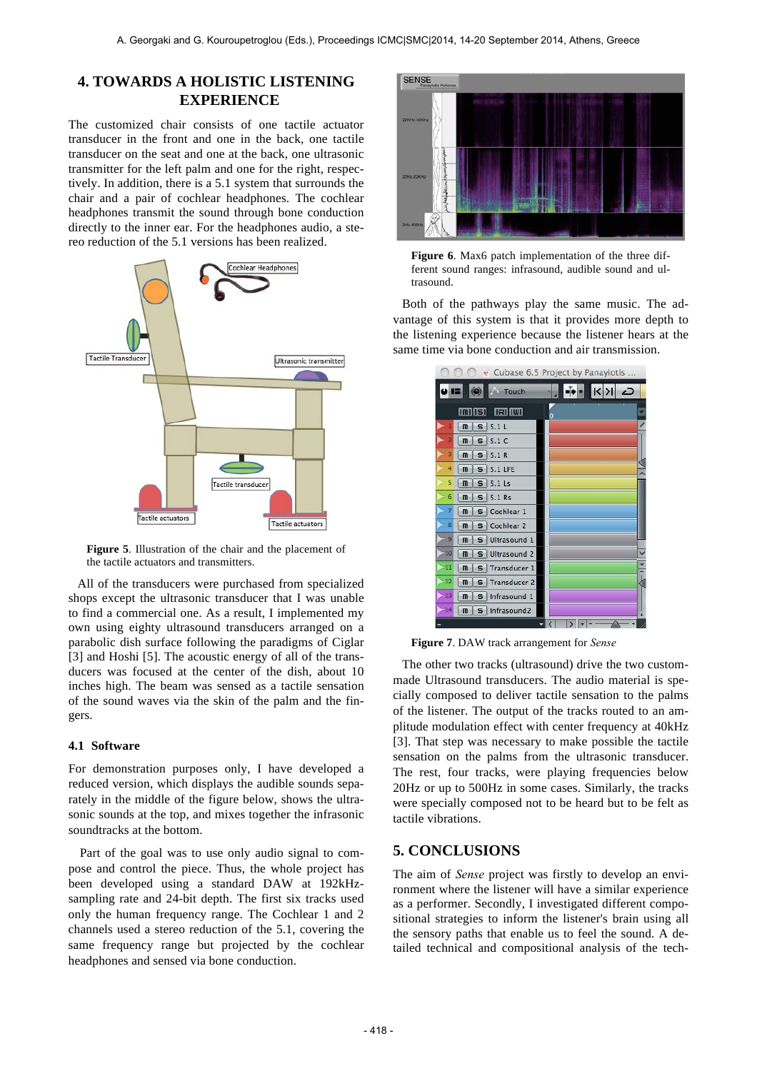## 4. TOWARDS A HOLISTIC LISTENING EXPERIENCE

The customized chair consists of one tactile actuator transducer in the front and one in the back, one tactile transducer on the seat and one at the back, one ultrasonic transmitter for the left palm and one for the right, respectively. In addition, there is a 5.1 system that surrounds the chair and a pair of cochlear headphones. The cochlear headphones transmit the sound through bone conduction directly to the inner ear. For the headphones audio, a stereo reduction of the 5.1 versions has been realized.

Cochlear Headphones
Tactile Transducer
Ultrasonic transmitter
Tactile transducer
Tactile actuators
Tactile actuators

**Figure 5**. Illustration of the chair and the placement of the tactile actuators and transmitters.

All of the transducers were purchased from specialized shops except the ultrasonic transducer that I was unable to find a commercial one. As a result, I implemented my own using eighty ultrasound transducers arranged on a parabolic dish surface following the paradigms of Ciglar [3] and Hoshi [5]. The acoustic energy of all of the transducers was focused at the center of the dish, about 10 inches high. The beam was sensed as a tactile sensation of the sound waves via the skin of the palm and the fingers.

### 4.1 Software

For demonstration purposes only, I have developed a reduced version, which displays the audible sounds separately in the middle of the figure below, shows the ultrasonic sounds at the top, and mixes together the infrasonic soundtracks at the bottom.

Part of the goal was to use only audio signal to compose and control the piece. Thus, the whole project has been developed using a standard DAW at 192kHz-sampling rate and 24-bit depth. The first six tracks used only the human frequency range. The Cochlear 1 and 2 channels used a stereo reduction of the 5.1, covering the same frequency range but projected by the cochlear headphones and sensed via bone conduction.

**Figure 6**. Max6 patch implementation of the three different sound ranges: infrasound, audible sound and ultrasound.

Both of the pathways play the same music. The advantage of this system is that it provides more depth to the listening experience because the listener hears at the same time via bone conduction and air transmission.

**Figure 7**. DAW track arrangement for *Sense*

The other two tracks (ultrasound) drive the two custom-made Ultrasound transducers. The audio material is specially composed to deliver tactile sensation to the palms of the listener. The output of the tracks routed to an amplitude modulation effect with center frequency at 40kHz [3]. That step was necessary to make possible the tactile sensation on the palms from the ultrasonic transducer. The rest, four tracks, were playing frequencies below 20Hz or up to 500Hz in some cases. Similarly, the tracks were specially composed not to be heard but to be felt as tactile vibrations.

## 5. CONCLUSIONS

The aim of *Sense* project was firstly to develop an environment where the listener will have a similar experience as a performer. Secondly, I investigated different compositional strategies to inform the listener's brain using all the sensory paths that enable us to feel the sound. A detailed technical and compositional analysis of the tech-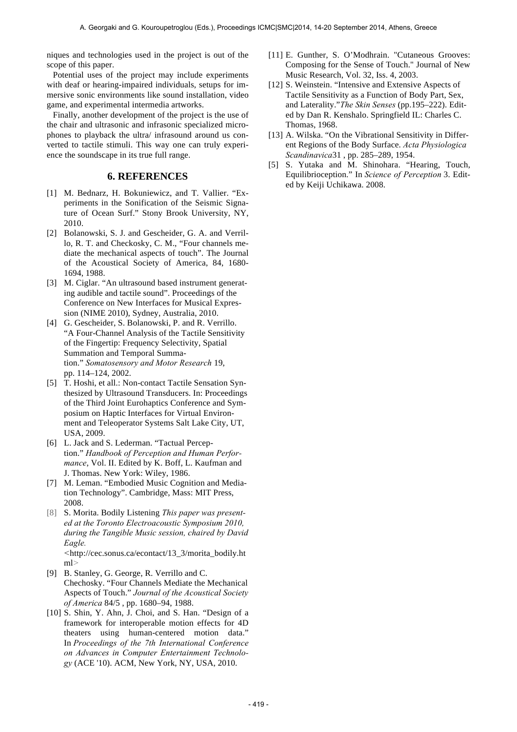niques and technologies used in the project is out of the scope of this paper.

Potential uses of the project may include experiments with deaf or hearing-impaired individuals, setups for immersive sonic environments like sound installation, video game, and experimental intermedia artworks.

Finally, another development of the project is the use of the chair and ultrasonic and infrasonic specialized microphones to playback the ultra/ infrasound around us converted to tactile stimuli. This way one can truly experience the soundscape in its true full range.

## 6. REFERENCES

[1] M. Bednarz, H. Bokuniewicz, and T. Vallier. "Experiments in the Sonification of the Seismic Signature of Ocean Surf." Stony Brook University, NY, 2010.

[2] Bolanowski, S. J. and Gescheider, G. A. and Verrillo, R. T. and Checkosky, C. M., "Four channels mediate the mechanical aspects of touch". The Journal of the Acoustical Society of America, 84, 1680-1694, 1988.

[3] M. Ciglar. "An ultrasound based instrument generating audible and tactile sound". Proceedings of the Conference on New Interfaces for Musical Expression (NIME 2010), Sydney, Australia, 2010.

[4] G. Gescheider, S. Bolanowski, P. and R. Verrillo. "A Four-Channel Analysis of the Tactile Sensitivity of the Fingertip: Frequency Selectivity, Spatial Summation and Temporal Summation." *Somatosensory and Motor Research* 19, pp. 114–124, 2002.

[5] T. Hoshi, et all.: Non-contact Tactile Sensation Synthesized by Ultrasound Transducers. In: Proceedings of the Third Joint Eurohaptics Conference and Symposium on Haptic Interfaces for Virtual Environment and Teleoperator Systems Salt Lake City, UT, USA, 2009.

[6] L. Jack and S. Lederman. "Tactual Perception." *Handbook of Perception and Human Performance*, Vol. II. Edited by K. Boff, L. Kaufman and J. Thomas. New York: Wiley, 1986.

[7] M. Leman. "Embodied Music Cognition and Mediation Technology". Cambridge, Mass: MIT Press, 2008.

[8] S. Morita. Bodily Listening *This paper was presented at the Toronto Electroacoustic Symposium 2010, during the Tangible Music session, chaired by David Eagle.* <http://cec.sonus.ca/econtact/13_3/morita_bodily.html>

[9] B. Stanley, G. George, R. Verrillo and C. Chechosky. "Four Channels Mediate the Mechanical Aspects of Touch." *Journal of the Acoustical Society of America* 84/5 , pp. 1680–94, 1988.

[10] S. Shin, Y. Ahn, J. Choi, and S. Han. "Design of a framework for interoperable motion effects for 4D theaters using human-centered motion data." In *Proceedings of the 7th International Conference on Advances in Computer Entertainment Technology* (ACE '10). ACM, New York, NY, USA, 2010.

[11] E. Gunther, S. O'Modhrain. "Cutaneous Grooves: Composing for the Sense of Touch." Journal of New Music Research, Vol. 32, Iss. 4, 2003.

[12] S. Weinstein. "Intensive and Extensive Aspects of Tactile Sensitivity as a Function of Body Part, Sex, and Laterality."*The Skin Senses* (pp.195–222). Edited by Dan R. Kenshalo. Springfield IL: Charles C. Thomas, 1968.

[13] A. Wilska. "On the Vibrational Sensitivity in Different Regions of the Body Surface. *Acta Physiologica Scandinavica*31 , pp. 285–289, 1954.

[5] S. Yutaka and M. Shinohara. "Hearing, Touch, Equilibrioception." In *Science of Perception* 3. Edited by Keiji Uchikawa. 2008.